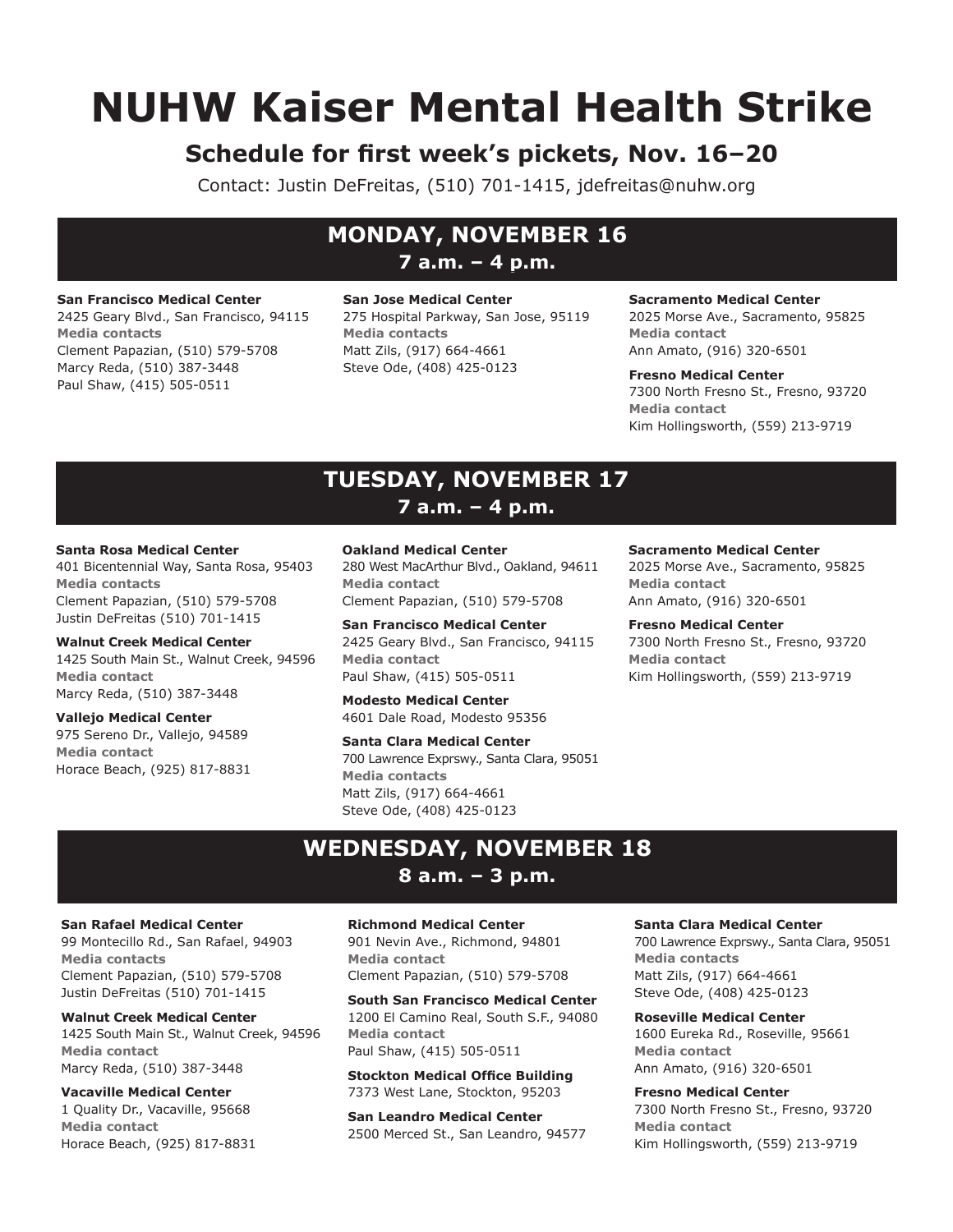# NUHW Kaiser Mental Health Strike

## Schedule for first week's pickets, Nov. 16–20

Contact: Justin DeFreitas, (510) 701-1415, jdefreitas@nuhw.org

## MONDAY, NOVEMBER 16

### 7 a.m. – 4 p.m.

**San Francisco Medical Center**
2425 Geary Blvd., San Francisco, 94115
**Media contacts**
Clement Papazian, (510) 579-5708
Marcy Reda, (510) 387-3448
Paul Shaw, (415) 505-0511

**San Jose Medical Center**
275 Hospital Parkway, San Jose, 95119
**Media contacts**
Matt Zils, (917) 664-4661
Steve Ode, (408) 425-0123

**Sacramento Medical Center**
2025 Morse Ave., Sacramento, 95825
**Media contact**
Ann Amato, (916) 320-6501

**Fresno Medical Center**
7300 North Fresno St., Fresno, 93720
**Media contact**
Kim Hollingsworth, (559) 213-9719

## TUESDAY, NOVEMBER 17

### 7 a.m. – 4 p.m.

**Santa Rosa Medical Center**
401 Bicentennial Way, Santa Rosa, 95403
**Media contacts**
Clement Papazian, (510) 579-5708
Justin DeFreitas (510) 701-1415

**Walnut Creek Medical Center**
1425 South Main St., Walnut Creek, 94596
**Media contact**
Marcy Reda, (510) 387-3448

**Vallejo Medical Center**
975 Sereno Dr., Vallejo, 94589
**Media contact**
Horace Beach, (925) 817-8831

**Oakland Medical Center**
280 West MacArthur Blvd., Oakland, 94611
**Media contact**
Clement Papazian, (510) 579-5708

**San Francisco Medical Center**
2425 Geary Blvd., San Francisco, 94115
**Media contact**
Paul Shaw, (415) 505-0511

**Modesto Medical Center**
4601 Dale Road, Modesto 95356

**Santa Clara Medical Center**
700 Lawrence Exprswy., Santa Clara, 95051
**Media contacts**
Matt Zils, (917) 664-4661
Steve Ode, (408) 425-0123

**Sacramento Medical Center**
2025 Morse Ave., Sacramento, 95825
**Media contact**
Ann Amato, (916) 320-6501

**Fresno Medical Center**
7300 North Fresno St., Fresno, 93720
**Media contact**
Kim Hollingsworth, (559) 213-9719

## WEDNESDAY, NOVEMBER 18

### 8 a.m. – 3 p.m.

**San Rafael Medical Center**
99 Montecillo Rd., San Rafael, 94903
**Media contacts**
Clement Papazian, (510) 579-5708
Justin DeFreitas (510) 701-1415

**Walnut Creek Medical Center**
1425 South Main St., Walnut Creek, 94596
**Media contact**
Marcy Reda, (510) 387-3448

**Vacaville Medical Center**
1 Quality Dr., Vacaville, 95668
**Media contact**
Horace Beach, (925) 817-8831

**Richmond Medical Center**
901 Nevin Ave., Richmond, 94801
**Media contact**
Clement Papazian, (510) 579-5708

**South San Francisco Medical Center**
1200 El Camino Real, South S.F., 94080
**Media contact**
Paul Shaw, (415) 505-0511

**Stockton Medical Office Building**
7373 West Lane, Stockton, 95203

**San Leandro Medical Center**
2500 Merced St., San Leandro, 94577

**Santa Clara Medical Center**
700 Lawrence Exprswy., Santa Clara, 95051
**Media contacts**
Matt Zils, (917) 664-4661
Steve Ode, (408) 425-0123

**Roseville Medical Center**
1600 Eureka Rd., Roseville, 95661
**Media contact**
Ann Amato, (916) 320-6501

**Fresno Medical Center**
7300 North Fresno St., Fresno, 93720
**Media contact**
Kim Hollingsworth, (559) 213-9719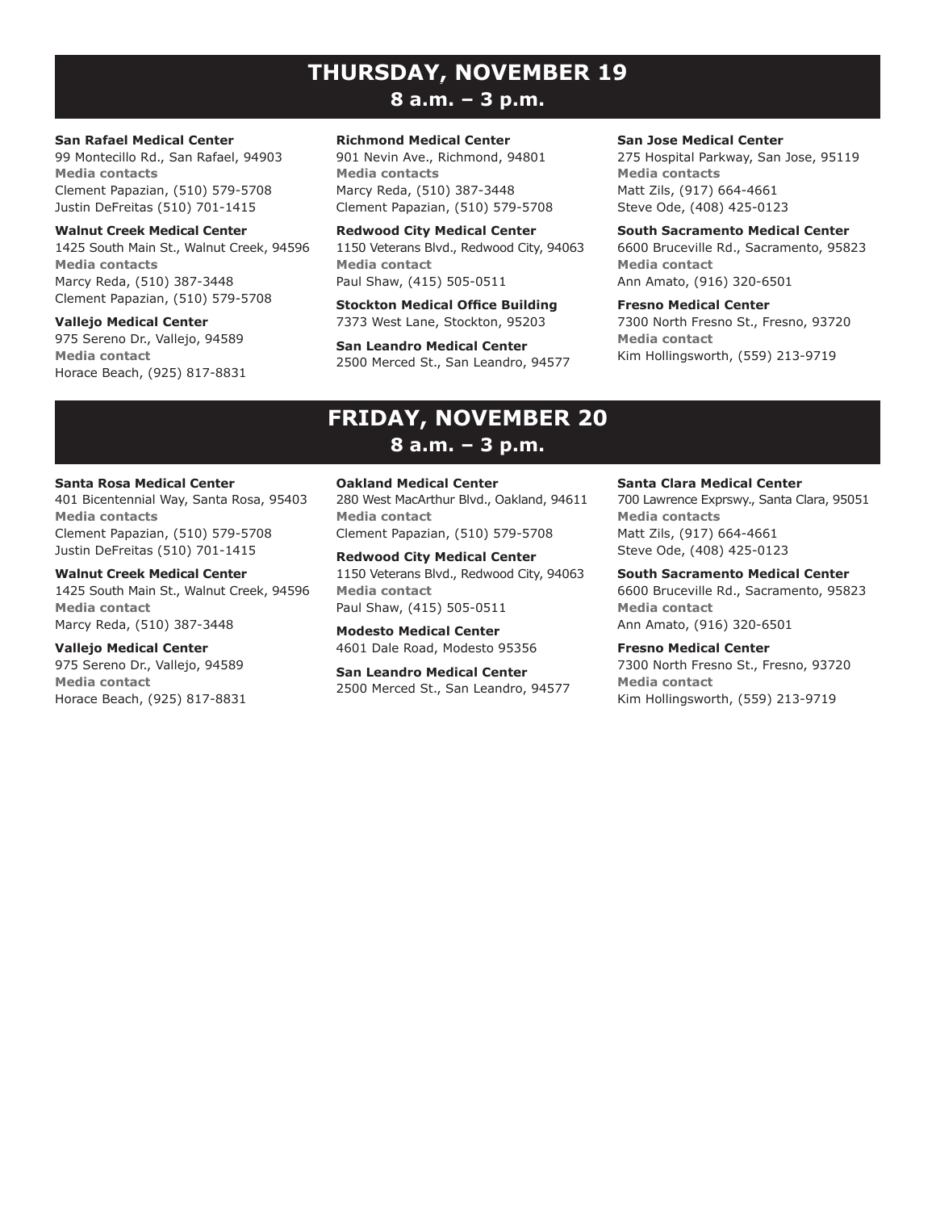## THURSDAY, NOVEMBER 19
## 8 a.m. – 3 p.m.

**San Rafael Medical Center**
99 Montecillo Rd., San Rafael, 94903
**Media contacts**
Clement Papazian, (510) 579-5708
Justin DeFreitas (510) 701-1415

**Walnut Creek Medical Center**
1425 South Main St., Walnut Creek, 94596
**Media contacts**
Marcy Reda, (510) 387-3448
Clement Papazian, (510) 579-5708

**Vallejo Medical Center**
975 Sereno Dr., Vallejo, 94589
**Media contact**
Horace Beach, (925) 817-8831

**Richmond Medical Center**
901 Nevin Ave., Richmond, 94801
**Media contacts**
Marcy Reda, (510) 387-3448
Clement Papazian, (510) 579-5708

**Redwood City Medical Center**
1150 Veterans Blvd., Redwood City, 94063
**Media contact**
Paul Shaw, (415) 505-0511

**Stockton Medical Office Building**
7373 West Lane, Stockton, 95203

**San Leandro Medical Center**
2500 Merced St., San Leandro, 94577

**San Jose Medical Center**
275 Hospital Parkway, San Jose, 95119
**Media contacts**
Matt Zils, (917) 664-4661
Steve Ode, (408) 425-0123

**South Sacramento Medical Center**
6600 Bruceville Rd., Sacramento, 95823
**Media contact**
Ann Amato, (916) 320-6501

**Fresno Medical Center**
7300 North Fresno St., Fresno, 93720
**Media contact**
Kim Hollingsworth, (559) 213-9719

## FRIDAY, NOVEMBER 20
## 8 a.m. – 3 p.m.

**Santa Rosa Medical Center**
401 Bicentennial Way, Santa Rosa, 95403
**Media contacts**
Clement Papazian, (510) 579-5708
Justin DeFreitas (510) 701-1415

**Walnut Creek Medical Center**
1425 South Main St., Walnut Creek, 94596
**Media contact**
Marcy Reda, (510) 387-3448

**Vallejo Medical Center**
975 Sereno Dr., Vallejo, 94589
**Media contact**
Horace Beach, (925) 817-8831

**Oakland Medical Center**
280 West MacArthur Blvd., Oakland, 94611
**Media contact**
Clement Papazian, (510) 579-5708

**Redwood City Medical Center**
1150 Veterans Blvd., Redwood City, 94063
**Media contact**
Paul Shaw, (415) 505-0511

**Modesto Medical Center**
4601 Dale Road, Modesto 95356

**San Leandro Medical Center**
2500 Merced St., San Leandro, 94577

**Santa Clara Medical Center**
700 Lawrence Exprswy., Santa Clara, 95051
**Media contacts**
Matt Zils, (917) 664-4661
Steve Ode, (408) 425-0123

**South Sacramento Medical Center**
6600 Bruceville Rd., Sacramento, 95823
**Media contact**
Ann Amato, (916) 320-6501

**Fresno Medical Center**
7300 North Fresno St., Fresno, 93720
**Media contact**
Kim Hollingsworth, (559) 213-9719